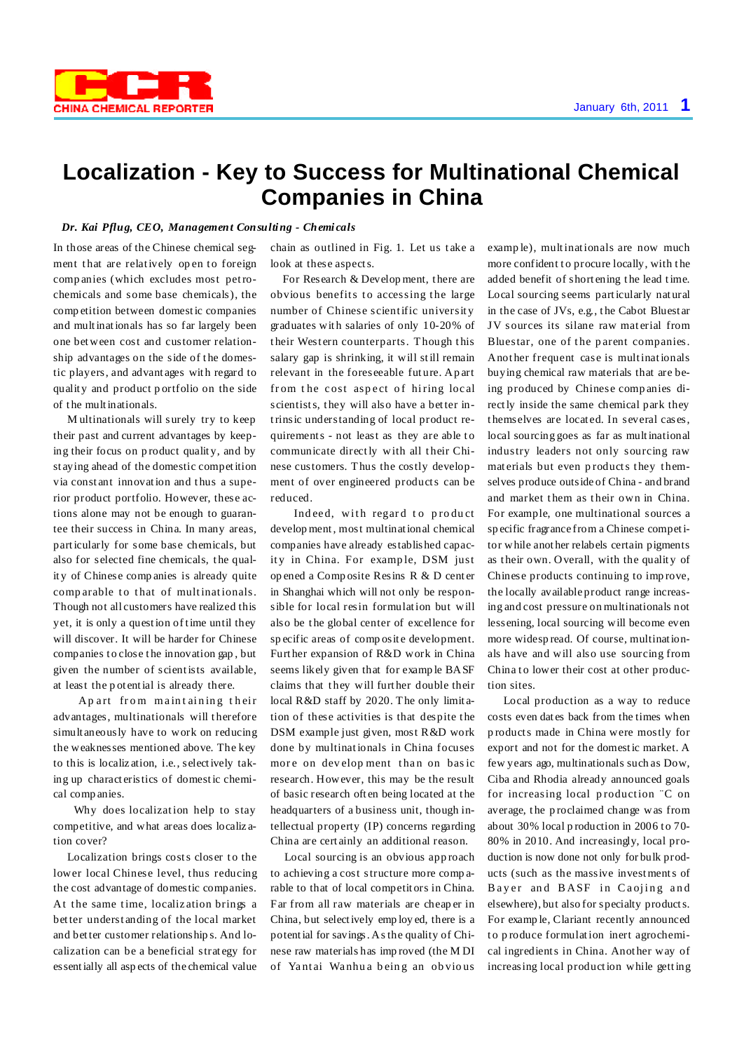# Localization - Key to Success for Multinational Chemical Companies in China

***Dr. Kai Pflug, CEO, Management Consulting - Chemicals***

In those areas of the Chinese chemical segment that are relatively open to foreign companies (which excludes most petrochemicals and some base chemicals), the competition between domestic companies and multinationals has so far largely been one between cost and customer relationship advantages on the side of the domestic players, and advantages with regard to quality and product portfolio on the side of the multinationals.

Multinationals will surely try to keep their past and current advantages by keeping their focus on product quality, and by staying ahead of the domestic competition via constant innovation and thus a superior product portfolio. However, these actions alone may not be enough to guarantee their success in China. In many areas, particularly for some base chemicals, but also for selected fine chemicals, the quality of Chinese companies is already quite comparable to that of multinationals. Though not all customers have realized this yet, it is only a question of time until they will discover. It will be harder for Chinese companies to close the innovation gap, but given the number of scientists available, at least the potential is already there.

Apart from maintaining their advantages, multinationals will therefore simultaneously have to work on reducing the weaknesses mentioned above. The key to this is localization, i.e., selectively taking up characteristics of domestic chemical companies.

Why does localization help to stay competitive, and what areas does localization cover?

Localization brings costs closer to the lower local Chinese level, thus reducing the cost advantage of domestic companies. At the same time, localization brings a better understanding of the local market and better customer relationships. And localization can be a beneficial strategy for essentially all aspects of the chemical value chain as outlined in Fig. 1. Let us take a look at these aspects.

For Research & Development, there are obvious benefits to accessing the large number of Chinese scientific university graduates with salaries of only 10-20% of their Western counterparts. Though this salary gap is shrinking, it will still remain relevant in the foreseeable future. Apart from the cost aspect of hiring local scientists, they will also have a better intrinsic understanding of local product requirements - not least as they are able to communicate directly with all their Chinese customers. Thus the costly development of over engineered products can be reduced.

Indeed, with regard to product development, most multinational chemical companies have already established capacity in China. For example, DSM just opened a Composite Resins R & D center in Shanghai which will not only be responsible for local resin formulation but will also be the global center of excellence for specific areas of composite development. Further expansion of R&D work in China seems likely given that for example BASF claims that they will further double their local R&D staff by 2020. The only limitation of these activities is that despite the DSM example just given, most R&D work done by multinationals in China focuses more on development than on basic research. However, this may be the result of basic research often being located at the headquarters of a business unit, though intellectual property (IP) concerns regarding China are certainly an additional reason.

Local sourcing is an obvious approach to achieving a cost structure more comparable to that of local competitors in China. Far from all raw materials are cheaper in China, but selectively employed, there is a potential for savings. As the quality of Chinese raw materials has improved (the MDI of Yantai Wanhua being an obvious example), multinationals are now much more confident to procure locally, with the added benefit of shortening the lead time. Local sourcing seems particularly natural in the case of JVs, e.g., the Cabot Bluestar JV sources its silane raw material from Bluestar, one of the parent companies. Another frequent case is multinationals buying chemical raw materials that are being produced by Chinese companies directly inside the same chemical park they themselves are located. In several cases, local sourcing goes as far as multinational industry leaders not only sourcing raw materials but even products they themselves produce outside of China - and brand and market them as their own in China. For example, one multinational sources a specific fragrance from a Chinese competitor while another relabels certain pigments as their own. Overall, with the quality of Chinese products continuing to improve, the locally available product range increasing and cost pressure on multinationals not lessening, local sourcing will become even more widespread. Of course, multinationals have and will also use sourcing from China to lower their cost at other production sites.

Local production as a way to reduce costs even dates back from the times when products made in China were mostly for export and not for the domestic market. A few years ago, multinationals such as Dow, Ciba and Rhodia already announced goals for increasing local production ¨C on average, the proclaimed change was from about 30% local production in 2006 to 70-80% in 2010. And increasingly, local production is now done not only for bulk products (such as the massive investments of Bayer and BASF in Caojing and elsewhere), but also for specialty products. For example, Clariant recently announced to produce formulation inert agrochemical ingredients in China. Another way of increasing local production while getting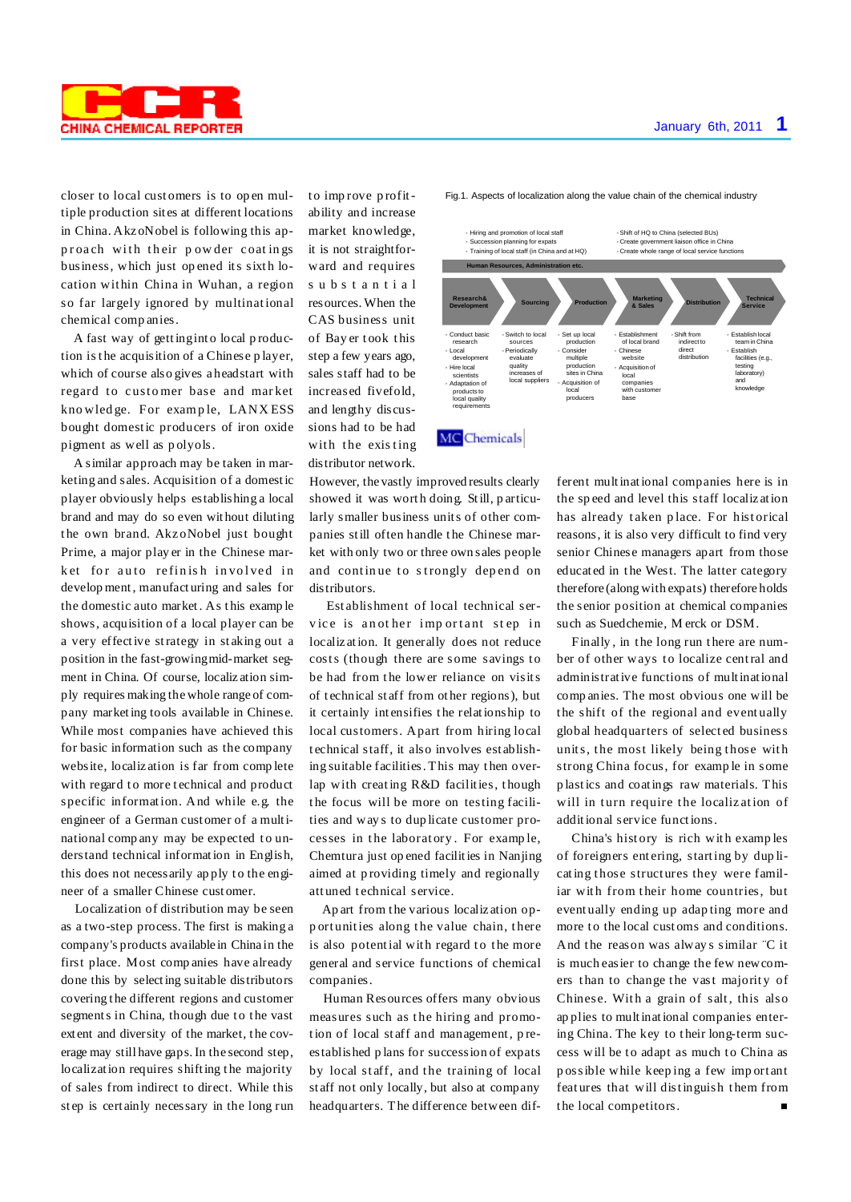closer to local customers is to open multiple production sites at different locations in China. AkzoNobel is following this approach with their powder coatings business, which just opened its sixth location within China in Wuhan, a region so far largely ignored by multinational chemical companies.

A fast way of getting into local production is the acquisition of a Chinese player, which of course also gives a headstart with regard to customer base and market knowledge. For example, LANXESS bought domestic producers of iron oxide pigment as well as polyols.

A similar approach may be taken in marketing and sales. Acquisition of a domestic player obviously helps establishing a local brand and may do so even without diluting the own brand. AkzoNobel just bought Prime, a major player in the Chinese market for auto refinish involved in development, manufacturing and sales for the domestic auto market. As this example shows, acquisition of a local player can be a very effective strategy in staking out a position in the fast-growing mid-market segment in China. Of course, localization simply requires making the whole range of company marketing tools available in Chinese. While most companies have achieved this for basic information such as the company website, localization is far from complete with regard to more technical and product specific information. And while e.g. the engineer of a German customer of a multinational company may be expected to understand technical information in English, this does not necessarily apply to the engineer of a smaller Chinese customer.

Localization of distribution may be seen as a two-step process. The first is making a company's products available in China in the first place. Most companies have already done this by selecting suitable distributors covering the different regions and customer segments in China, though due to the vast extent and diversity of the market, the coverage may still have gaps. In the second step, localization requires shifting the majority of sales from indirect to direct. While this step is certainly necessary in the long run to improve profitability and increase market knowledge, it is not straightforward and requires substantial resources. When the CAS business unit of Bayer took this step a few years ago, sales staff had to be increased fivefold, and lengthy discussions had to be had with the existing distributor network.

Fig.1. Aspects of localization along the value chain of the chemical industry

Human Resources, Administration etc.
- Hiring and promotion of local staff
- Succession planning for expats
- Training of local staff (in China and at HQ)
- Shift of HQ to China (selected BUs)
- Create government liaison office in China
- Create whole range of local service functions

Research& Development
- Conduct basic research
- Local development
- Hire local scientists
- Adaptation of products to local quality requirements

Sourcing
- Switch to local sources
- Periodically evaluate quality increases of local suppliers

Production
- Set up local production
- Consider multiple production sites in China
- Acquisition of local producers

Marketing & Sales
- Establishment of local brand
- Chinese website
- Acquisition of local companies with customer base

Distribution
- Shift from indirect to direct distribution

Technical Service
- Establish local team in China
- Establish facilities (e.g., testing laboratory) and knowledge

MC Chemicals

However, the vastly improved results clearly showed it was worth doing. Still, particularly smaller business units of other companies still often handle the Chinese market with only two or three own sales people and continue to strongly depend on distributors.

Establishment of local technical service is another important step in localization. It generally does not reduce costs (though there are some savings to be had from the lower reliance on visits of technical staff from other regions), but it certainly intensifies the relationship to local customers. Apart from hiring local technical staff, it also involves establishing suitable facilities. This may then overlap with creating R&D facilities, though the focus will be more on testing facilities and ways to duplicate customer processes in the laboratory. For example, Chemtura just opened facilities in Nanjing aimed at providing timely and regionally attuned technical service.

Apart from the various localization opportunities along the value chain, there is also potential with regard to the more general and service functions of chemical companies.

Human Resources offers many obvious measures such as the hiring and promotion of local staff and management, preestablished plans for succession of expats by local staff, and the training of local staff not only locally, but also at company headquarters. The difference between different multinational companies here is in the speed and level this staff localization has already taken place. For historical reasons, it is also very difficult to find very senior Chinese managers apart from those educated in the West. The latter category therefore (along with expats) therefore holds the senior position at chemical companies such as Suedchemie, Merck or DSM.

Finally, in the long run there are number of other ways to localize central and administrative functions of multinational companies. The most obvious one will be the shift of the regional and eventually global headquarters of selected business units, the most likely being those with strong China focus, for example in some plastics and coatings raw materials. This will in turn require the localization of additional service functions.

China's history is rich with examples of foreigners entering, starting by duplicating those structures they were familiar with from their home countries, but eventually ending up adapting more and more to the local customs and conditions. And the reason was always similar ¨C it is much easier to change the few newcomers than to change the vast majority of Chinese. With a grain of salt, this also applies to multinational companies entering China. The key to their long-term success will be to adapt as much to China as possible while keeping a few important features that will distinguish them from the local competitors. ■